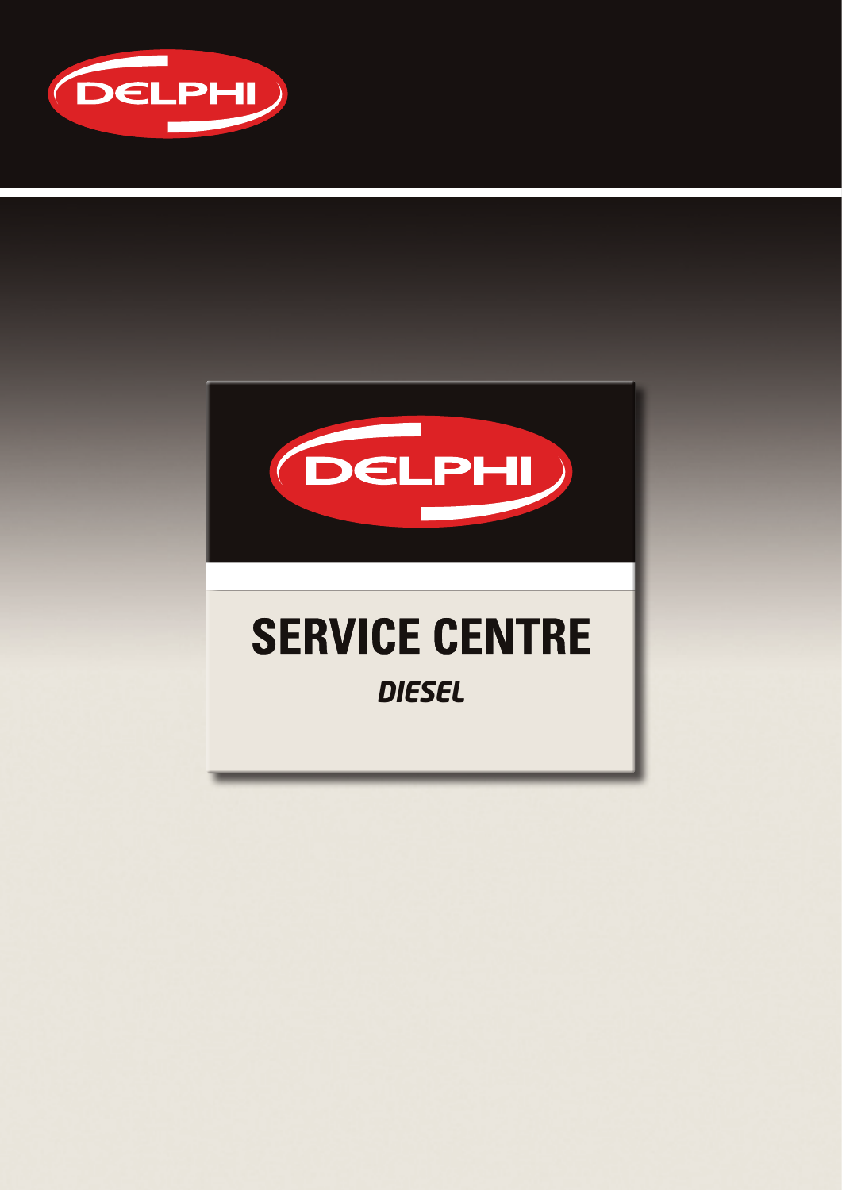DELPHI

DELPHI

# SERVICE CENTRE

***DIESEL***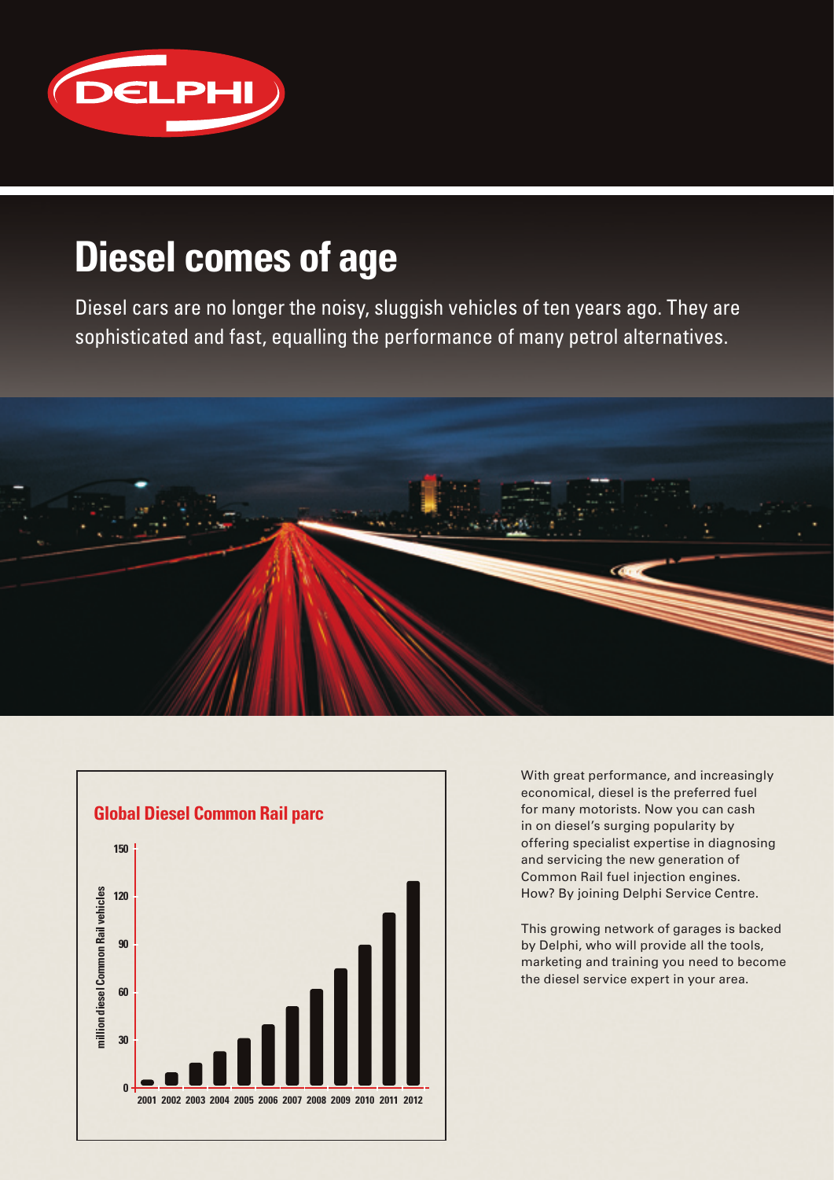# Diesel comes of age

Diesel cars are no longer the noisy, sluggish vehicles of ten years ago. They are sophisticated and fast, equalling the performance of many petrol alternatives.

**Global Diesel Common Rail parc**

With great performance, and increasingly economical, diesel is the preferred fuel for many motorists. Now you can cash in on diesel's surging popularity by offering specialist expertise in diagnosing and servicing the new generation of Common Rail fuel injection engines. How? By joining Delphi Service Centre.

This growing network of garages is backed by Delphi, who will provide all the tools, marketing and training you need to become the diesel service expert in your area.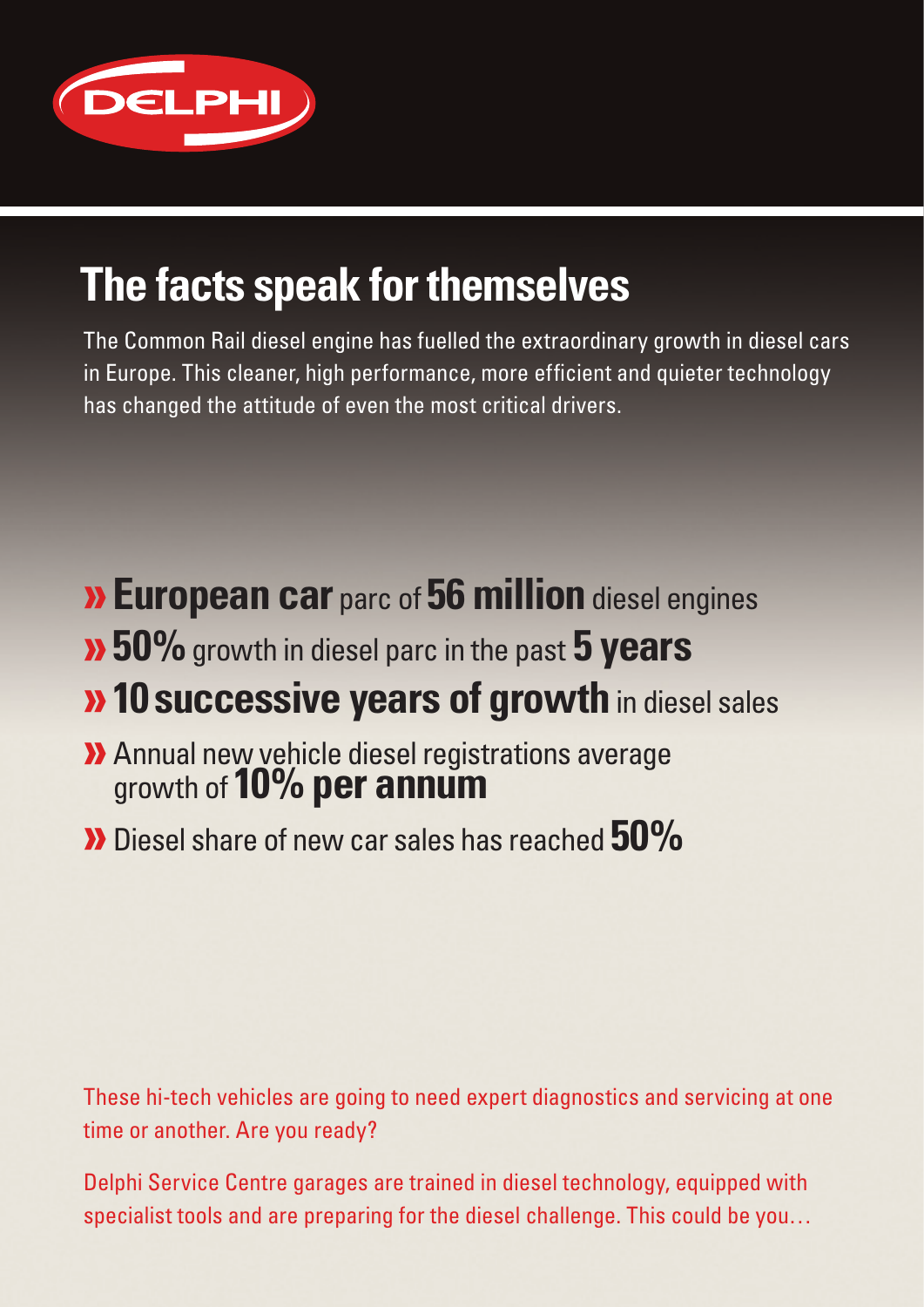DELPHI

# The facts speak for themselves

The Common Rail diesel engine has fuelled the extraordinary growth in diesel cars in Europe. This cleaner, high performance, more efficient and quieter technology has changed the attitude of even the most critical drivers.

- » **European car** parc of **56 million** diesel engines
- » **50%** growth in diesel parc in the past **5 years**
- » **10 successive years of growth** in diesel sales
- » Annual new vehicle diesel registrations average growth of **10% per annum**
- » Diesel share of new car sales has reached **50%**

These hi-tech vehicles are going to need expert diagnostics and servicing at one time or another. Are you ready?

Delphi Service Centre garages are trained in diesel technology, equipped with specialist tools and are preparing for the diesel challenge. This could be you…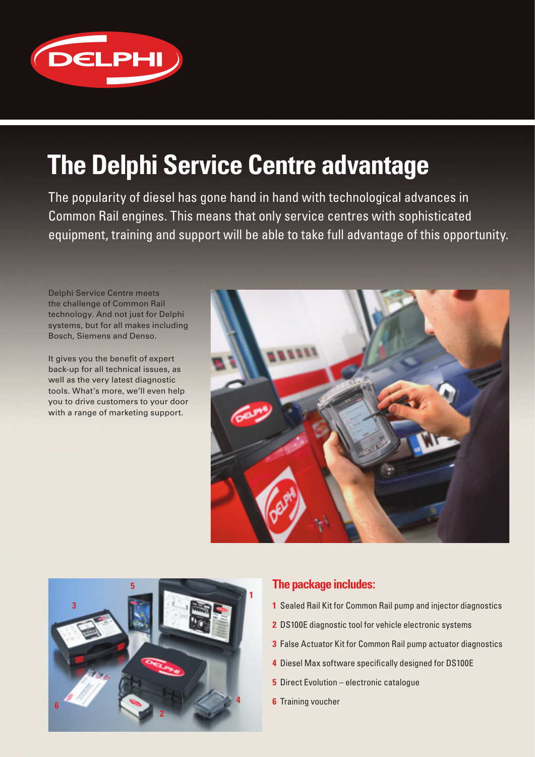# The Delphi Service Centre advantage

The popularity of diesel has gone hand in hand with technological advances in Common Rail engines. This means that only service centres with sophisticated equipment, training and support will be able to take full advantage of this opportunity.

Delphi Service Centre meets the challenge of Common Rail technology. And not just for Delphi systems, but for all makes including Bosch, Siemens and Denso.

It gives you the benefit of expert back-up for all technical issues, as well as the very latest diagnostic tools. What's more, we'll even help you to drive customers to your door with a range of marketing support.

## The package includes:

1. Sealed Rail Kit for Common Rail pump and injector diagnostics
2. DS100E diagnostic tool for vehicle electronic systems
3. False Actuator Kit for Common Rail pump actuator diagnostics
4. Diesel Max software specifically designed for DS100E
5. Direct Evolution – electronic catalogue
6. Training voucher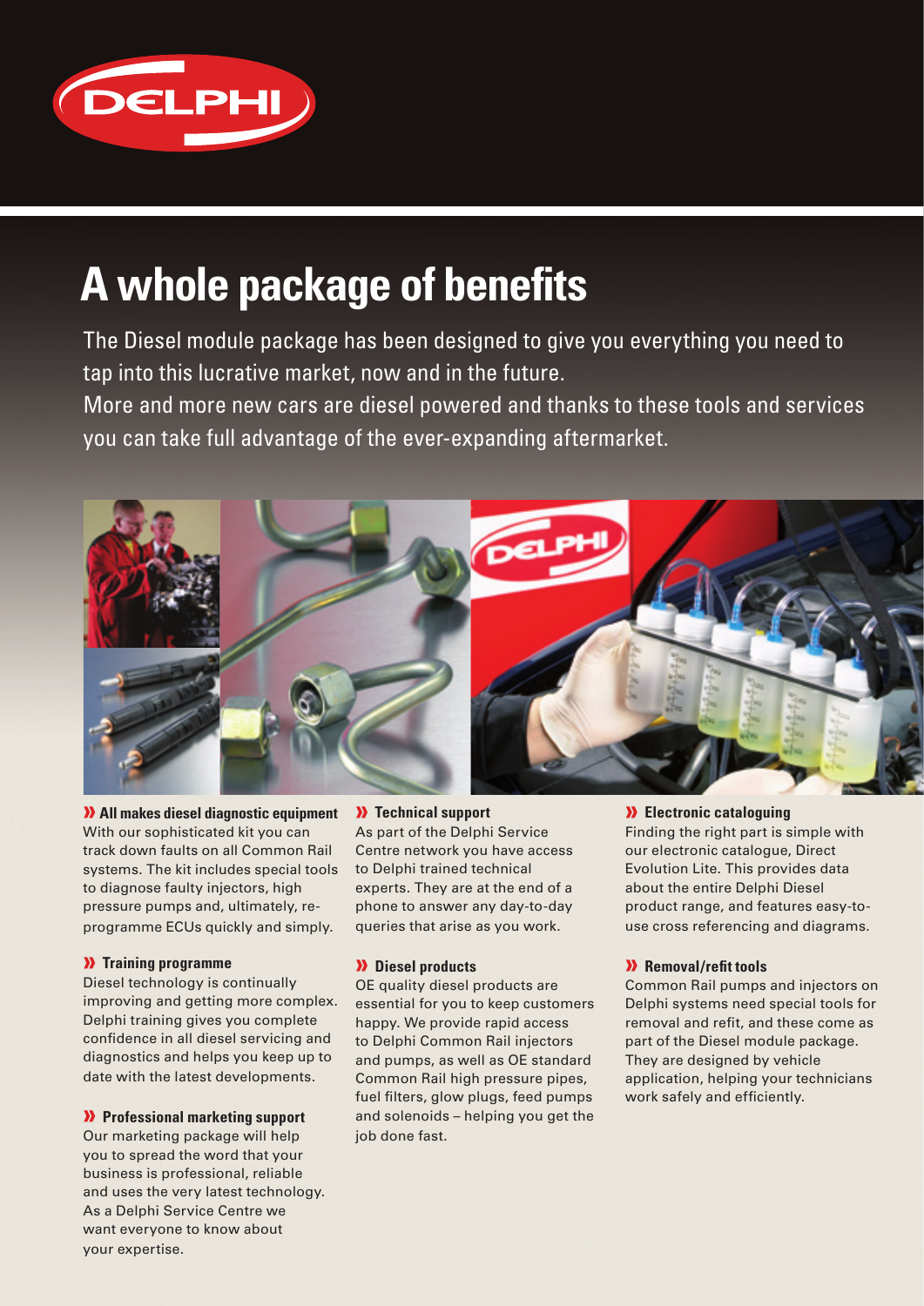# A whole package of benefits

The Diesel module package has been designed to give you everything you need to tap into this lucrative market, now and in the future.
More and more new cars are diesel powered and thanks to these tools and services you can take full advantage of the ever-expanding aftermarket.

### All makes diesel diagnostic equipment

With our sophisticated kit you can track down faults on all Common Rail systems. The kit includes special tools to diagnose faulty injectors, high pressure pumps and, ultimately, re-programme ECUs quickly and simply.

### Training programme

Diesel technology is continually improving and getting more complex. Delphi training gives you complete confidence in all diesel servicing and diagnostics and helps you keep up to date with the latest developments.

### Professional marketing support

Our marketing package will help you to spread the word that your business is professional, reliable and uses the very latest technology. As a Delphi Service Centre we want everyone to know about your expertise.

### Technical support

As part of the Delphi Service Centre network you have access to Delphi trained technical experts. They are at the end of a phone to answer any day-to-day queries that arise as you work.

### Diesel products

OE quality diesel products are essential for you to keep customers happy. We provide rapid access to Delphi Common Rail injectors and pumps, as well as OE standard Common Rail high pressure pipes, fuel filters, glow plugs, feed pumps and solenoids – helping you get the job done fast.

### Electronic cataloguing

Finding the right part is simple with our electronic catalogue, Direct Evolution Lite. This provides data about the entire Delphi Diesel product range, and features easy-to-use cross referencing and diagrams.

### Removal/refit tools

Common Rail pumps and injectors on Delphi systems need special tools for removal and refit, and these come as part of the Diesel module package. They are designed by vehicle application, helping your technicians work safely and efficiently.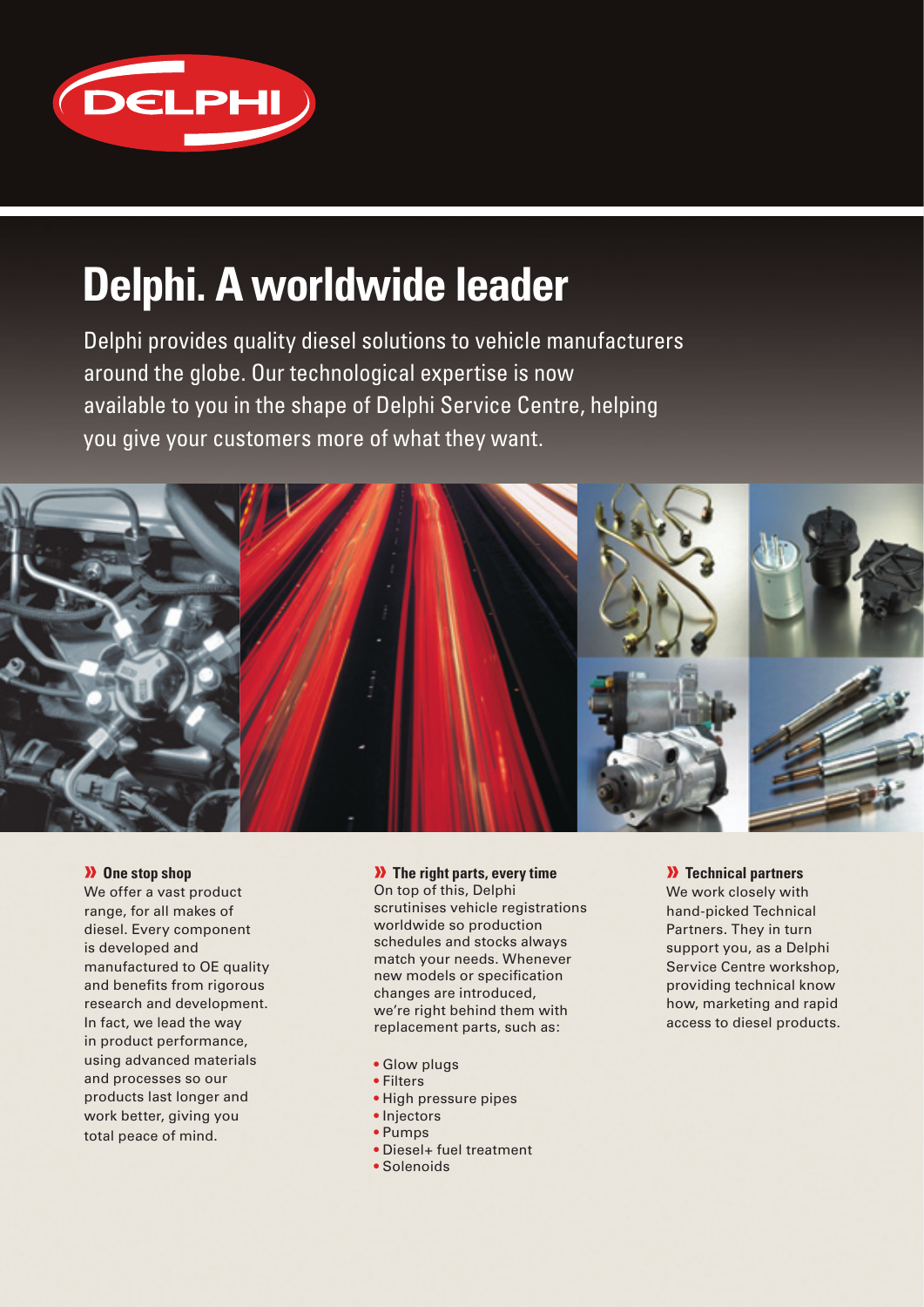DELPHI

# Delphi. A worldwide leader

Delphi provides quality diesel solutions to vehicle manufacturers around the globe. Our technological expertise is now available to you in the shape of Delphi Service Centre, helping you give your customers more of what they want.

### » One stop shop

We offer a vast product range, for all makes of diesel. Every component is developed and manufactured to OE quality and benefits from rigorous research and development. In fact, we lead the way in product performance, using advanced materials and processes so our products last longer and work better, giving you total peace of mind.

### » The right parts, every time

On top of this, Delphi scrutinises vehicle registrations worldwide so production schedules and stocks always match your needs. Whenever new models or specification changes are introduced, we're right behind them with replacement parts, such as:

- Glow plugs
- Filters
- High pressure pipes
- Injectors
- Pumps
- Diesel+ fuel treatment
- Solenoids

### » Technical partners

We work closely with hand-picked Technical Partners. They in turn support you, as a Delphi Service Centre workshop, providing technical know how, marketing and rapid access to diesel products.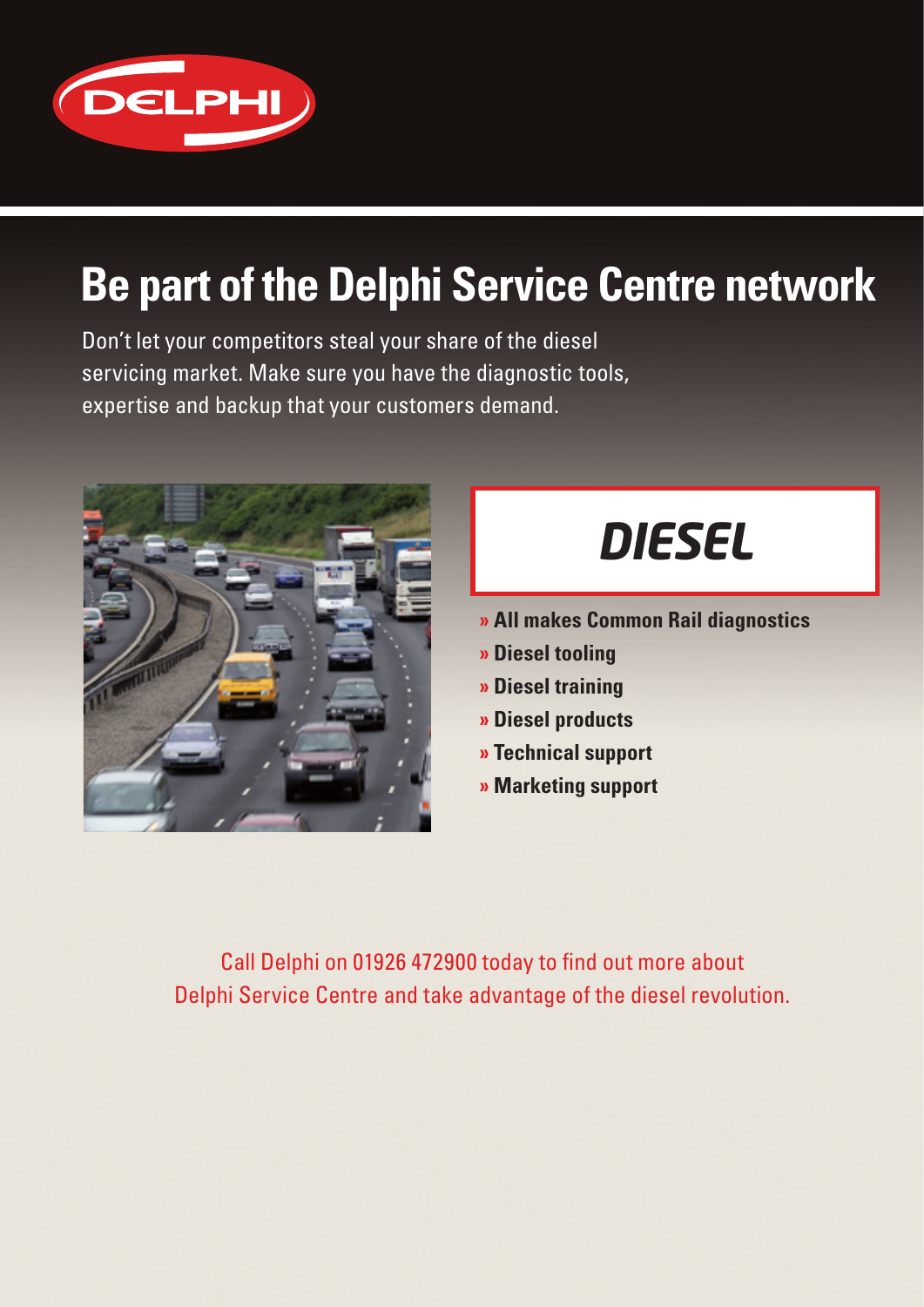DELPHI

# Be part of the Delphi Service Centre network

Don't let your competitors steal your share of the diesel servicing market. Make sure you have the diagnostic tools, expertise and backup that your customers demand.

## DIESEL

- **» All makes Common Rail diagnostics**
- **» Diesel tooling**
- **» Diesel training**
- **» Diesel products**
- **» Technical support**
- **» Marketing support**

Call Delphi on 01926 472900 today to find out more about Delphi Service Centre and take advantage of the diesel revolution.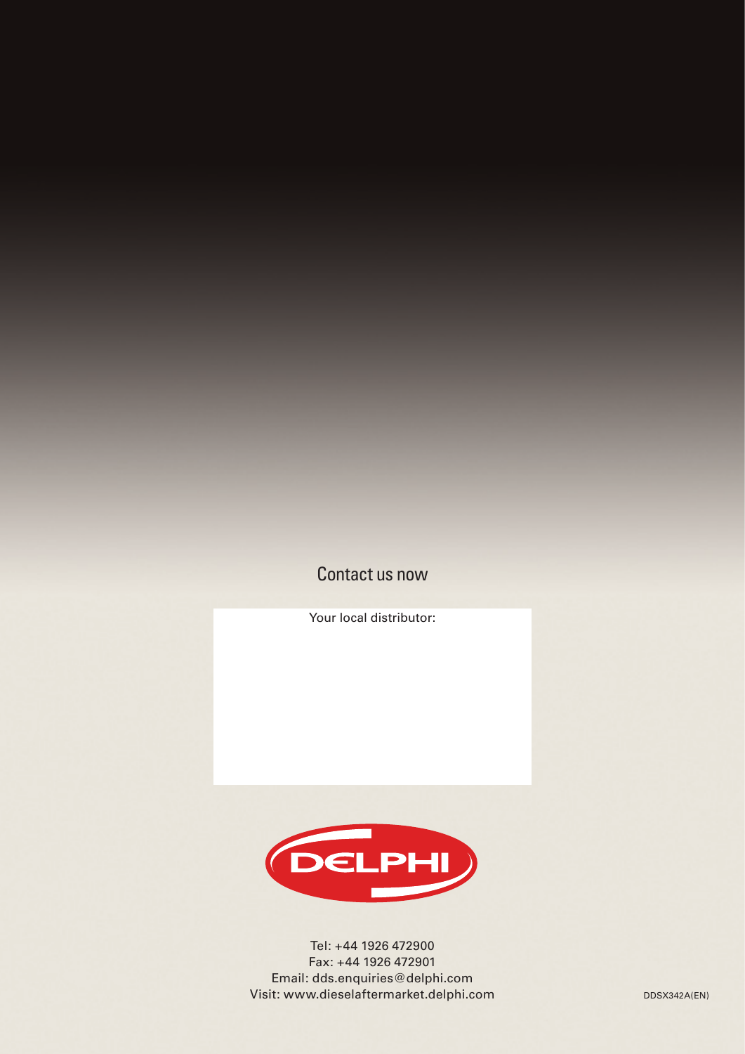## Contact us now

Your local distributor:

DELPHI

Tel: +44 1926 472900
Fax: +44 1926 472901
Email: dds.enquiries@delphi.com
Visit: www.dieselaftermarket.delphi.com

DDSX342A(EN)